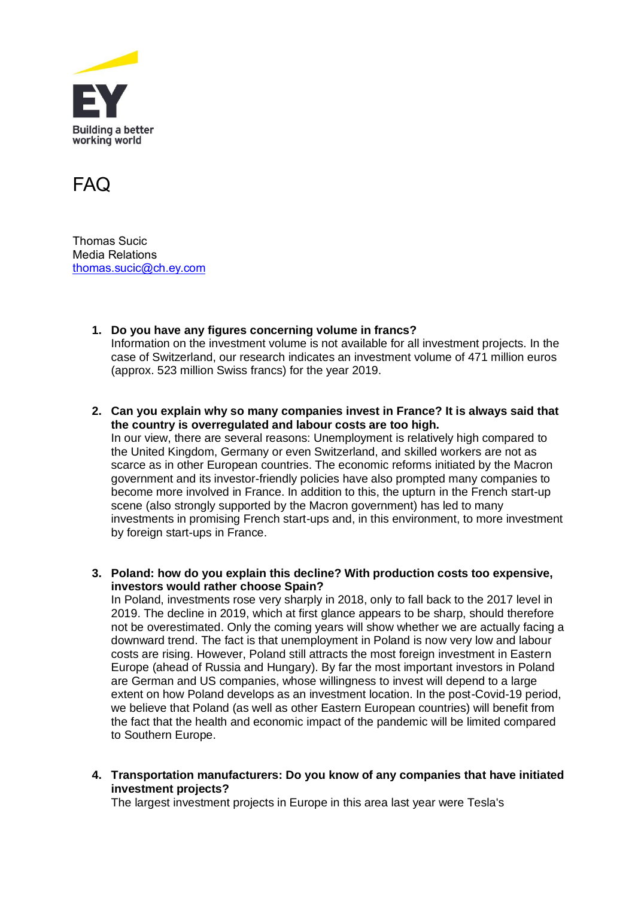EY

Building a better working world

# FAQ

Thomas Sucic
Media Relations
thomas.sucic@ch.ey.com

1. **Do you have any figures concerning volume in francs?**
   Information on the investment volume is not available for all investment projects. In the case of Switzerland, our research indicates an investment volume of 471 million euros (approx. 523 million Swiss francs) for the year 2019.

2. **Can you explain why so many companies invest in France? It is always said that the country is overregulated and labour costs are too high.**
   In our view, there are several reasons: Unemployment is relatively high compared to the United Kingdom, Germany or even Switzerland, and skilled workers are not as scarce as in other European countries. The economic reforms initiated by the Macron government and its investor-friendly policies have also prompted many companies to become more involved in France. In addition to this, the upturn in the French start-up scene (also strongly supported by the Macron government) has led to many investments in promising French start-ups and, in this environment, to more investment by foreign start-ups in France.

3. **Poland: how do you explain this decline? With production costs too expensive, investors would rather choose Spain?**
   In Poland, investments rose very sharply in 2018, only to fall back to the 2017 level in 2019. The decline in 2019, which at first glance appears to be sharp, should therefore not be overestimated. Only the coming years will show whether we are actually facing a downward trend. The fact is that unemployment in Poland is now very low and labour costs are rising. However, Poland still attracts the most foreign investment in Eastern Europe (ahead of Russia and Hungary). By far the most important investors in Poland are German and US companies, whose willingness to invest will depend to a large extent on how Poland develops as an investment location. In the post-Covid-19 period, we believe that Poland (as well as other Eastern European countries) will benefit from the fact that the health and economic impact of the pandemic will be limited compared to Southern Europe.

4. **Transportation manufacturers: Do you know of any companies that have initiated investment projects?**
   The largest investment projects in Europe in this area last year were Tesla's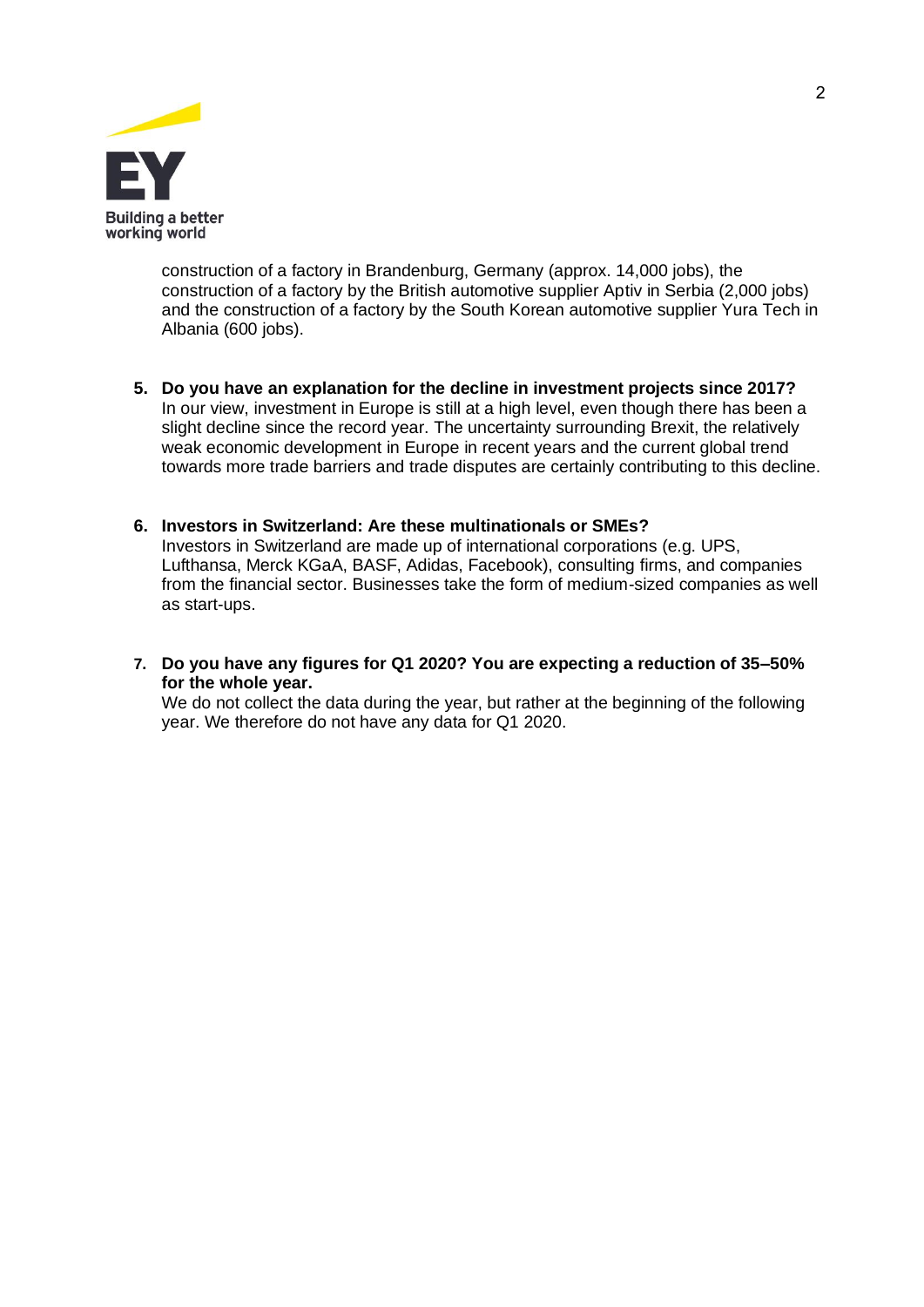construction of a factory in Brandenburg, Germany (approx. 14,000 jobs), the construction of a factory by the British automotive supplier Aptiv in Serbia (2,000 jobs) and the construction of a factory by the South Korean automotive supplier Yura Tech in Albania (600 jobs).

5. **Do you have an explanation for the decline in investment projects since 2017?**
   In our view, investment in Europe is still at a high level, even though there has been a slight decline since the record year. The uncertainty surrounding Brexit, the relatively weak economic development in Europe in recent years and the current global trend towards more trade barriers and trade disputes are certainly contributing to this decline.

6. **Investors in Switzerland: Are these multinationals or SMEs?**
   Investors in Switzerland are made up of international corporations (e.g. UPS, Lufthansa, Merck KGaA, BASF, Adidas, Facebook), consulting firms, and companies from the financial sector. Businesses take the form of medium-sized companies as well as start-ups.

7. **Do you have any figures for Q1 2020? You are expecting a reduction of 35–50% for the whole year.**
   We do not collect the data during the year, but rather at the beginning of the following year. We therefore do not have any data for Q1 2020.